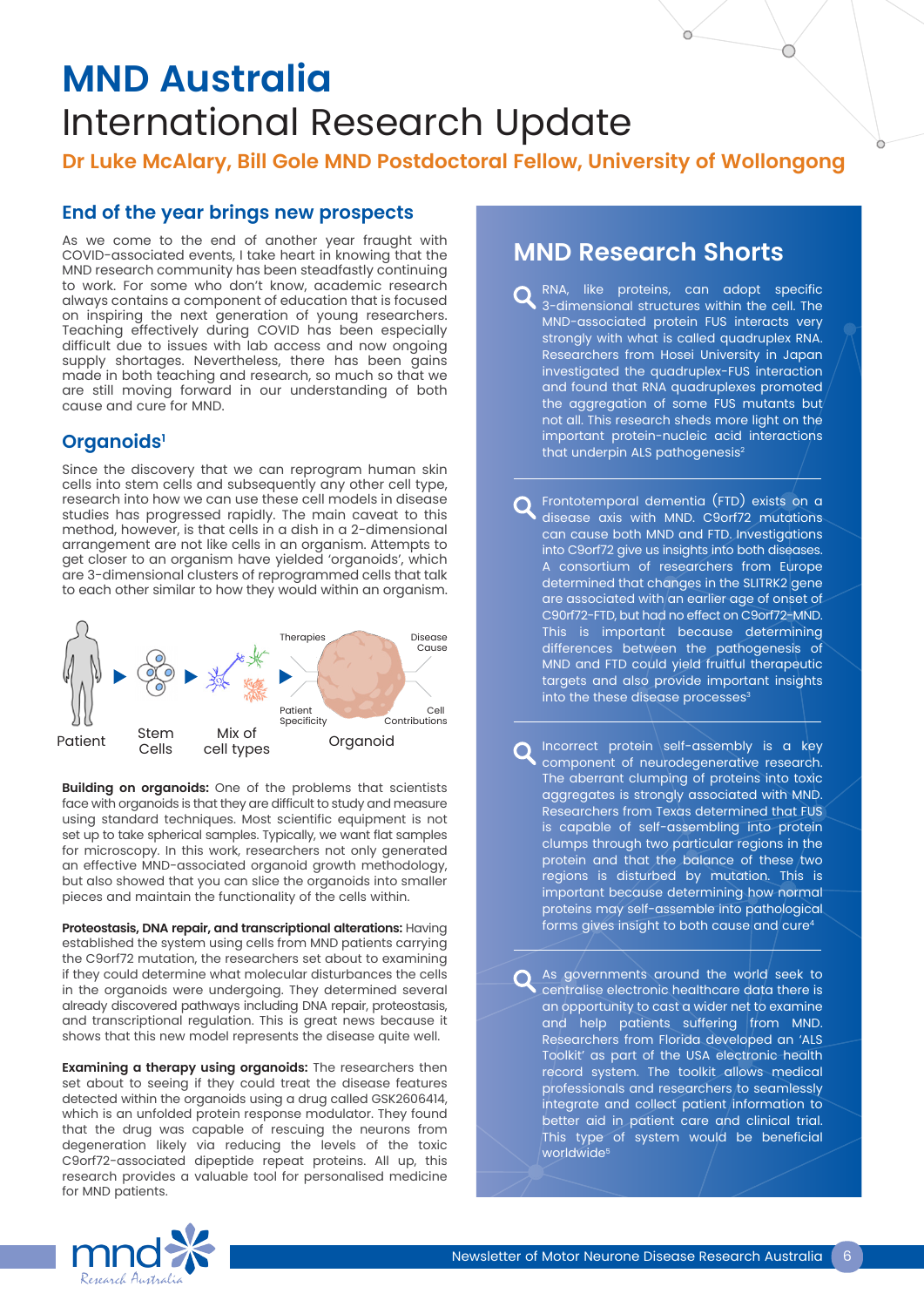# MND Australia

# International Research Update

**Dr Luke McAlary, Bill Gole MND Postdoctoral Fellow, University of Wollongong**

## End of the year brings new prospects

As we come to the end of another year fraught with COVID-associated events, I take heart in knowing that the MND research community has been steadfastly continuing to work. For some who don't know, academic research always contains a component of education that is focused on inspiring the next generation of young researchers. Teaching effectively during COVID has been especially difficult due to issues with lab access and now ongoing supply shortages. Nevertheless, there has been gains made in both teaching and research, so much so that we are still moving forward in our understanding of both cause and cure for MND.

## Organoids[1]

Since the discovery that we can reprogram human skin cells into stem cells and subsequently any other cell type, research into how we can use these cell models in disease studies has progressed rapidly. The main caveat to this method, however, is that cells in a dish in a 2-dimensional arrangement are not like cells in an organism. Attempts to get closer to an organism have yielded 'organoids', which are 3-dimensional clusters of reprogrammed cells that talk to each other similar to how they would within an organism.

Patient → Stem Cells → Mix of cell types → Organoid (Therapies, Disease Cause, Patient Specificity, Cell Contributions)

**Building on organoids:** One of the problems that scientists face with organoids is that they are difficult to study and measure using standard techniques. Most scientific equipment is not set up to take spherical samples. Typically, we want flat samples for microscopy. In this work, researchers not only generated an effective MND-associated organoid growth methodology, but also showed that you can slice the organoids into smaller pieces and maintain the functionality of the cells within.

**Proteostasis, DNA repair, and transcriptional alterations:** Having established the system using cells from MND patients carrying the C9orf72 mutation, the researchers set about to examining if they could determine what molecular disturbances the cells in the organoids were undergoing. They determined several already discovered pathways including DNA repair, proteostasis, and transcriptional regulation. This is great news because it shows that this new model represents the disease quite well.

**Examining a therapy using organoids:** The researchers then set about to seeing if they could treat the disease features detected within the organoids using a drug called GSK2606414, which is an unfolded protein response modulator. They found that the drug was capable of rescuing the neurons from degeneration likely via reducing the levels of the toxic C9orf72-associated dipeptide repeat proteins. All up, this research provides a valuable tool for personalised medicine for MND patients.

## MND Research Shorts

RNA, like proteins, can adopt specific 3-dimensional structures within the cell. The MND-associated protein FUS interacts very strongly with what is called quadruplex RNA. Researchers from Hosei University in Japan investigated the quadruplex-FUS interaction and found that RNA quadruplexes promoted the aggregation of some FUS mutants but not all. This research sheds more light on the important protein-nucleic acid interactions that underpin ALS pathogenesis[2]

Frontotemporal dementia (FTD) exists on a disease axis with MND. C9orf72 mutations can cause both MND and FTD. Investigations into C9orf72 give us insights into both diseases. A consortium of researchers from Europe determined that changes in the SLITRK2 gene are associated with an earlier age of onset of C90rf72-FTD, but had no effect on C9orf72-MND. This is important because determining differences between the pathogenesis of MND and FTD could yield fruitful therapeutic targets and also provide important insights into the these disease processes[3]

Incorrect protein self-assembly is a key component of neurodegenerative research. The aberrant clumping of proteins into toxic aggregates is strongly associated with MND. Researchers from Texas determined that FUS is capable of self-assembling into protein clumps through two particular regions in the protein and that the balance of these two regions is disturbed by mutation. This is important because determining how normal proteins may self-assemble into pathological forms gives insight to both cause and cure[4]

As governments around the world seek to centralise electronic healthcare data there is an opportunity to cast a wider net to examine and help patients suffering from MND. Researchers from Florida developed an 'ALS Toolkit' as part of the USA electronic health record system. The toolkit allows medical professionals and researchers to seamlessly integrate and collect patient information to better aid in patient care and clinical trial. This type of system would be beneficial worldwide[5]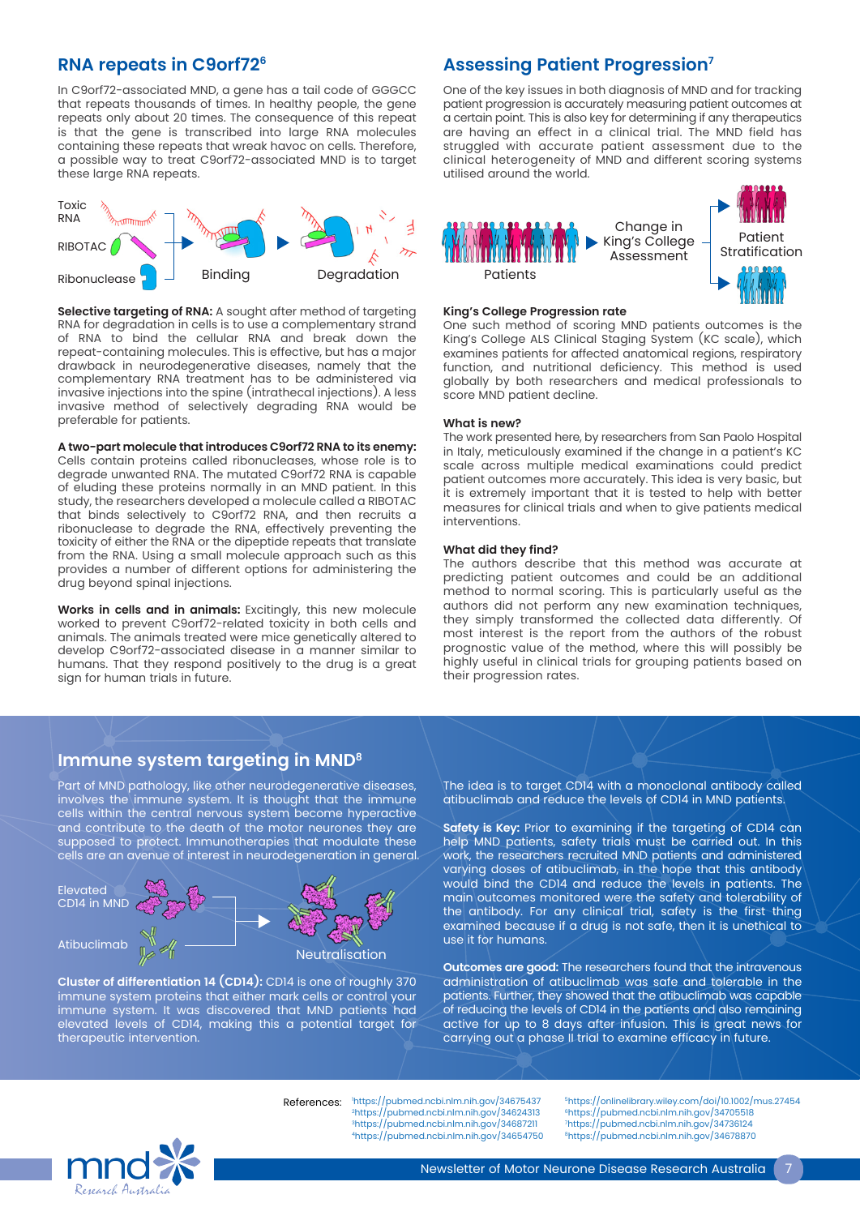## RNA repeats in C9orf72[6]

In C9orf72-associated MND, a gene has a tail code of GGGCC that repeats thousands of times. In healthy people, the gene repeats only about 20 times. The consequence of this repeat is that the gene is transcribed into large RNA molecules containing these repeats that wreak havoc on cells. Therefore, a possible way to treat C9orf72-associated MND is to target these large RNA repeats.

Toxic RNA

RIBOTAC

Ribonuclease

Binding

Degradation

**Selective targeting of RNA:** A sought after method of targeting RNA for degradation in cells is to use a complementary strand of RNA to bind the cellular RNA and break down the repeat-containing molecules. This is effective, but has a major drawback in neurodegenerative diseases, namely that the complementary RNA treatment has to be administered via invasive injections into the spine (intrathecal injections). A less invasive method of selectively degrading RNA would be preferable for patients.

**A two-part molecule that introduces C9orf72 RNA to its enemy:** Cells contain proteins called ribonucleases, whose role is to degrade unwanted RNA. The mutated C9orf72 RNA is capable of eluding these proteins normally in an MND patient. In this study, the researchers developed a molecule called a RIBOTAC that binds selectively to C9orf72 RNA, and then recruits a ribonuclease to degrade the RNA, effectively preventing the toxicity of either the RNA or the dipeptide repeats that translate from the RNA. Using a small molecule approach such as this provides a number of different options for administering the drug beyond spinal injections.

**Works in cells and in animals:** Excitingly, this new molecule worked to prevent C9orf72-related toxicity in both cells and animals. The animals treated were mice genetically altered to develop C9orf72-associated disease in a manner similar to humans. That they respond positively to the drug is a great sign for human trials in future.

## Assessing Patient Progression[7]

One of the key issues in both diagnosis of MND and for tracking patient progression is accurately measuring patient outcomes at a certain point. This is also key for determining if any therapeutics are having an effect in a clinical trial. The MND field has struggled with accurate patient assessment due to the clinical heterogeneity of MND and different scoring systems utilised around the world.

Patients

Change in King's College Assessment

Patient Stratification

**King's College Progression rate**

One such method of scoring MND patients outcomes is the King's College ALS Clinical Staging System (KC scale), which examines patients for affected anatomical regions, respiratory function, and nutritional deficiency. This method is used globally by both researchers and medical professionals to score MND patient decline.

**What is new?**

The work presented here, by researchers from San Paolo Hospital in Italy, meticulously examined if the change in a patient's KC scale across multiple medical examinations could predict patient outcomes more accurately. This idea is very basic, but it is extremely important that it is tested to help with better measures for clinical trials and when to give patients medical interventions.

**What did they find?**

The authors describe that this method was accurate at predicting patient outcomes and could be an additional method to normal scoring. This is particularly useful as the authors did not perform any new examination techniques, they simply transformed the collected data differently. Of most interest is the report from the authors of the robust prognostic value of the method, where this will possibly be highly useful in clinical trials for grouping patients based on their progression rates.

## Immune system targeting in MND[8]

Part of MND pathology, like other neurodegenerative diseases, involves the immune system. It is thought that the immune cells within the central nervous system become hyperactive and contribute to the death of the motor neurones they are supposed to protect. Immunotherapies that modulate these cells are an avenue of interest in neurodegeneration in general.

Elevated CD14 in MND

Atibuclimab

Neutralisation

**Cluster of differentiation 14 (CD14):** CD14 is one of roughly 370 immune system proteins that either mark cells or control your immune system. It was discovered that MND patients had elevated levels of CD14, making this a potential target for therapeutic intervention.

The idea is to target CD14 with a monoclonal antibody called atibuclimab and reduce the levels of CD14 in MND patients.

**Safety is Key:** Prior to examining if the targeting of CD14 can help MND patients, safety trials must be carried out. In this work, the researchers recruited MND patients and administered varying doses of atibuclimab, in the hope that this antibody would bind the CD14 and reduce the levels in patients. The main outcomes monitored were the safety and tolerability of the antibody. For any clinical trial, safety is the first thing examined because if a drug is not safe, then it is unethical to use it for humans.

**Outcomes are good:** The researchers found that the intravenous administration of atibuclimab was safe and tolerable in the patients. Further, they showed that the atibuclimab was capable of reducing the levels of CD14 in the patients and also remaining active for up to 8 days after infusion. This is great news for carrying out a phase II trial to examine efficacy in future.

References:
[1] https://pubmed.ncbi.nlm.nih.gov/34675437
[2] https://pubmed.ncbi.nlm.nih.gov/34624313
[3] https://pubmed.ncbi.nlm.nih.gov/34687211
[4] https://pubmed.ncbi.nlm.nih.gov/34654750
[5] https://onlinelibrary.wiley.com/doi/10.1002/mus.27454
[6] https://pubmed.ncbi.nlm.nih.gov/34705518
[7] https://pubmed.ncbi.nlm.nih.gov/34736124
[8] https://pubmed.ncbi.nlm.nih.gov/34678870